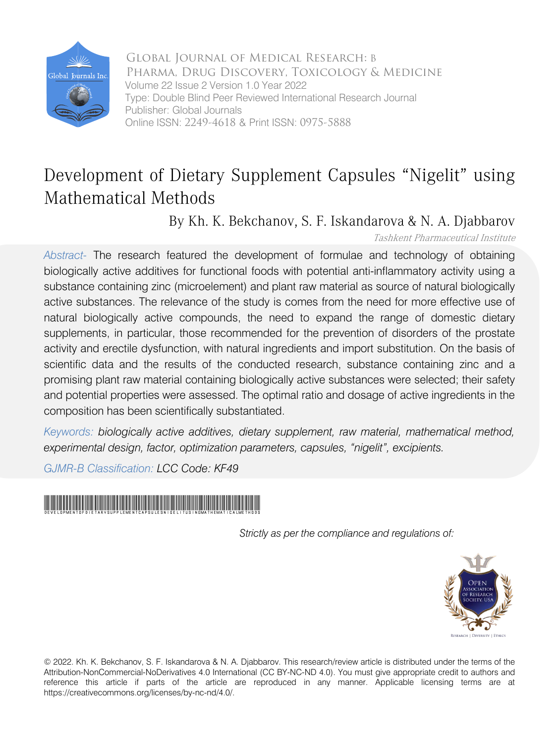Global Journal of Medical Research: B
Pharma, Drug Discovery, Toxicology & Medicine
Volume 22 Issue 2 Version 1.0 Year 2022
Type: Double Blind Peer Reviewed International Research Journal
Publisher: Global Journals
Online ISSN: 2249-4618 & Print ISSN: 0975-5888

# Development of Dietary Supplement Capsules "Nigelit" using Mathematical Methods

By Kh. K. Bekchanov, S. F. Iskandarova & N. A. Djabbarov

*Tashkent Pharmaceutical Institute*

*Abstract-* The research featured the development of formulae and technology of obtaining biologically active additives for functional foods with potential anti-inflammatory activity using a substance containing zinc (microelement) and plant raw material as source of natural biologically active substances. The relevance of the study is comes from the need for more effective use of natural biologically active compounds, the need to expand the range of domestic dietary supplements, in particular, those recommended for the prevention of disorders of the prostate activity and erectile dysfunction, with natural ingredients and import substitution. On the basis of scientific data and the results of the conducted research, substance containing zinc and a promising plant raw material containing biologically active substances were selected; their safety and potential properties were assessed. The optimal ratio and dosage of active ingredients in the composition has been scientifically substantiated.

*Keywords: biologically active additives, dietary supplement, raw material, mathematical method, experimental design, factor, optimization parameters, capsules, "nigelit", excipients.*

*GJMR-B Classification: LCC Code: KF49*

*Strictly as per the compliance and regulations of:*

© 2022. Kh. K. Bekchanov, S. F. Iskandarova & N. A. Djabbarov. This research/review article is distributed under the terms of the Attribution-NonCommercial-NoDerivatives 4.0 International (CC BY-NC-ND 4.0). You must give appropriate credit to authors and reference this article if parts of the article are reproduced in any manner. Applicable licensing terms are at https://creativecommons.org/licenses/by-nc-nd/4.0/.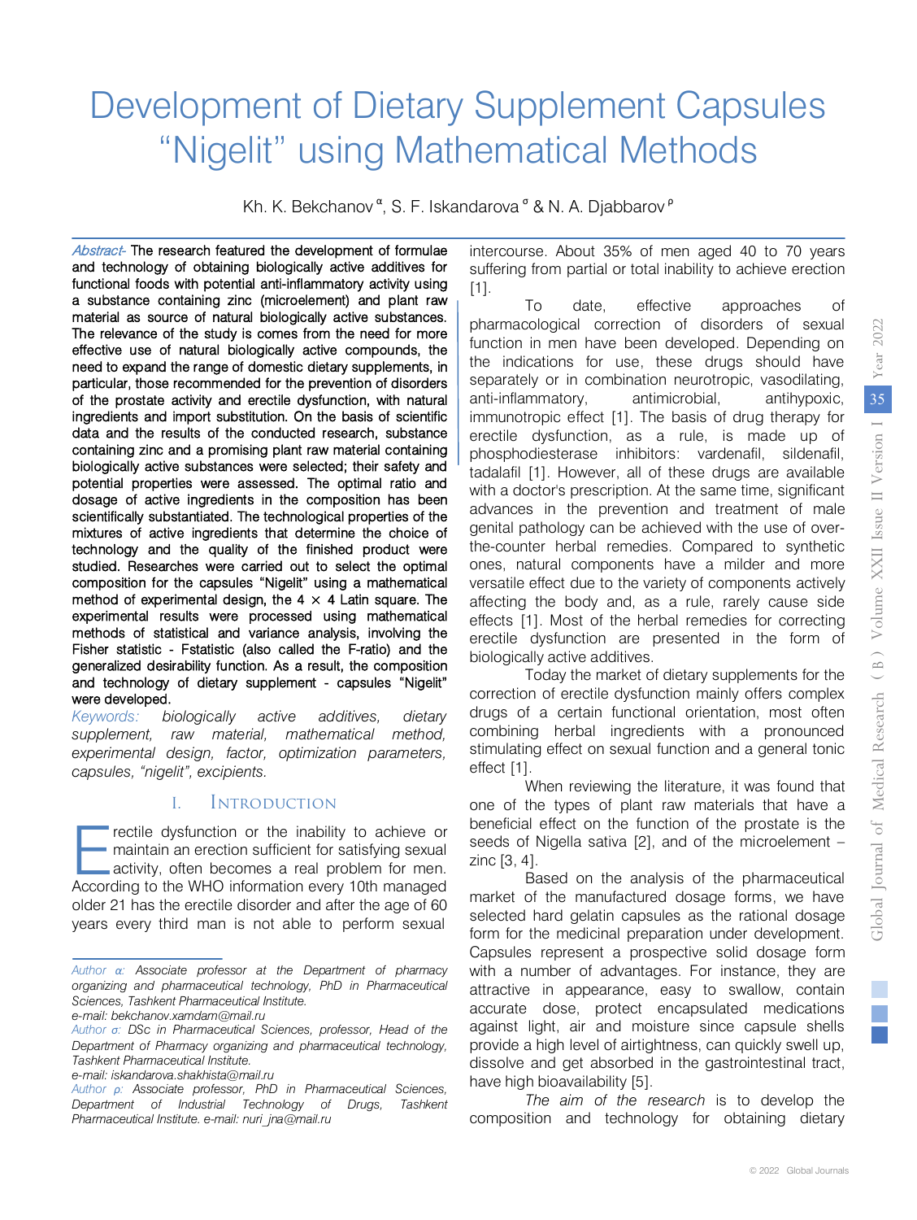# Development of Dietary Supplement Capsules "Nigelit" using Mathematical Methods

Kh. K. Bekchanov [α], S. F. Iskandarova [σ] & N. A. Djabbarov [ρ]

*Abstract-* The research featured the development of formulae and technology of obtaining biologically active additives for functional foods with potential anti-inflammatory activity using a substance containing zinc (microelement) and plant raw material as source of natural biologically active substances. The relevance of the study is comes from the need for more effective use of natural biologically active compounds, the need to expand the range of domestic dietary supplements, in particular, those recommended for the prevention of disorders of the prostate activity and erectile dysfunction, with natural ingredients and import substitution. On the basis of scientific data and the results of the conducted research, substance containing zinc and a promising plant raw material containing biologically active substances were selected; their safety and potential properties were assessed. The optimal ratio and dosage of active ingredients in the composition has been scientifically substantiated. The technological properties of the mixtures of active ingredients that determine the choice of technology and the quality of the finished product were studied. Researches were carried out to select the optimal composition for the capsules "Nigelit" using a mathematical method of experimental design, the 4 × 4 Latin square. The experimental results were processed using mathematical methods of statistical and variance analysis, involving the Fisher statistic - Fstatistic (also called the F-ratio) and the generalized desirability function. As a result, the composition and technology of dietary supplement - capsules "Nigelit" were developed.

*Keywords: biologically active additives, dietary supplement, raw material, mathematical method, experimental design, factor, optimization parameters, capsules, "nigelit", excipients.*

## I. Introduction

Erectile dysfunction or the inability to achieve or maintain an erection sufficient for satisfying sexual activity, often becomes a real problem for men. According to the WHO information every 10th managed older 21 has the erectile disorder and after the age of 60 years every third man is not able to perform sexual intercourse. About 35% of men aged 40 to 70 years suffering from partial or total inability to achieve erection [1].

To date, effective approaches of pharmacological correction of disorders of sexual function in men have been developed. Depending on the indications for use, these drugs should have separately or in combination neurotropic, vasodilating, anti-inflammatory, antimicrobial, antihypoxic, immunotropic effect [1]. The basis of drug therapy for erectile dysfunction, as a rule, is made up of phosphodiesterase inhibitors: vardenafil, sildenafil, tadalafil [1]. However, all of these drugs are available with a doctor's prescription. At the same time, significant advances in the prevention and treatment of male genital pathology can be achieved with the use of over-the-counter herbal remedies. Compared to synthetic ones, natural components have a milder and more versatile effect due to the variety of components actively affecting the body and, as a rule, rarely cause side effects [1]. Most of the herbal remedies for correcting erectile dysfunction are presented in the form of biologically active additives.

Today the market of dietary supplements for the correction of erectile dysfunction mainly offers complex drugs of a certain functional orientation, most often combining herbal ingredients with a pronounced stimulating effect on sexual function and a general tonic effect [1].

When reviewing the literature, it was found that one of the types of plant raw materials that have a beneficial effect on the function of the prostate is the seeds of Nigella sativa [2], and of the microelement – zinc [3, 4].

Based on the analysis of the pharmaceutical market of the manufactured dosage forms, we have selected hard gelatin capsules as the rational dosage form for the medicinal preparation under development. Capsules represent a prospective solid dosage form with a number of advantages. For instance, they are attractive in appearance, easy to swallow, contain accurate dose, protect encapsulated medications against light, air and moisture since capsule shells provide a high level of airtightness, can quickly swell up, dissolve and get absorbed in the gastrointestinal tract, have high bioavailability [5].

*The aim of the research* is to develop the composition and technology for obtaining dietary

---

*Author α:* Associate professor at the Department of pharmacy organizing and pharmaceutical technology, PhD in Pharmaceutical Sciences, Tashkent Pharmaceutical Institute.
e-mail: bekchanov.xamdam@mail.ru

*Author σ:* DSc in Pharmaceutical Sciences, professor, Head of the Department of Pharmacy organizing and pharmaceutical technology, Tashkent Pharmaceutical Institute.
e-mail: iskandarova.shakhista@mail.ru

*Author ρ:* Associate professor, PhD in Pharmaceutical Sciences, Department of Industrial Technology of Drugs, Tashkent Pharmaceutical Institute. e-mail: nuri_jna@mail.ru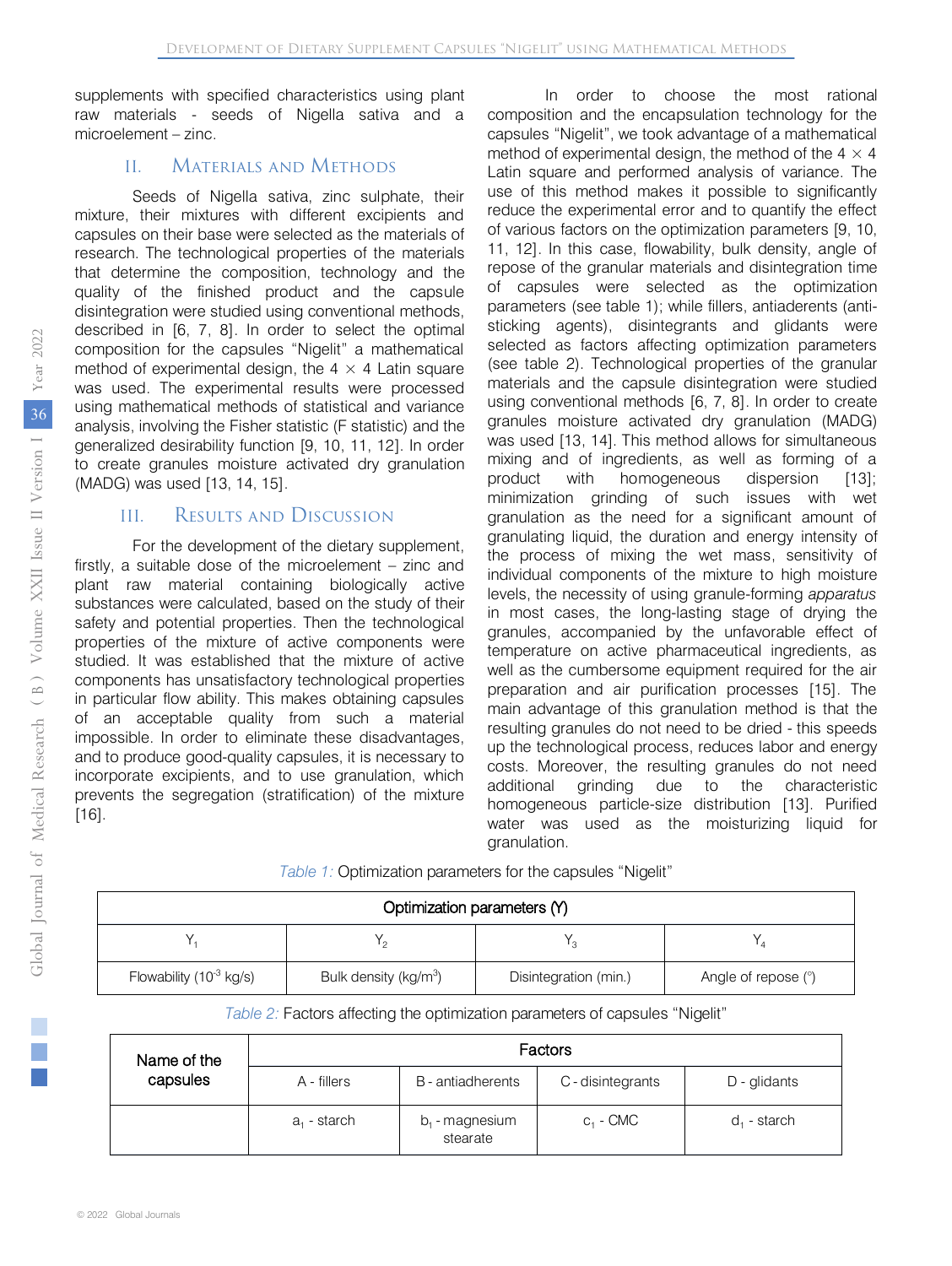supplements with specified characteristics using plant raw materials - seeds of Nigella sativa and a microelement – zinc.

## II. Materials and Methods

Seeds of Nigella sativa, zinc sulphate, their mixture, their mixtures with different excipients and capsules on their base were selected as the materials of research. The technological properties of the materials that determine the composition, technology and the quality of the finished product and the capsule disintegration were studied using conventional methods, described in [6, 7, 8]. In order to select the optimal composition for the capsules "Nigelit" a mathematical method of experimental design, the 4 × 4 Latin square was used. The experimental results were processed using mathematical methods of statistical and variance analysis, involving the Fisher statistic (F statistic) and the generalized desirability function [9, 10, 11, 12]. In order to create granules moisture activated dry granulation (MADG) was used [13, 14, 15].

## III. Results and Discussion

For the development of the dietary supplement, firstly, a suitable dose of the microelement – zinc and plant raw material containing biologically active substances were calculated, based on the study of their safety and potential properties. Then the technological properties of the mixture of active components were studied. It was established that the mixture of active components has unsatisfactory technological properties in particular flow ability. This makes obtaining capsules of an acceptable quality from such a material impossible. In order to eliminate these disadvantages, and to produce good-quality capsules, it is necessary to incorporate excipients, and to use granulation, which prevents the segregation (stratification) of the mixture [16].

In order to choose the most rational composition and the encapsulation technology for the capsules "Nigelit", we took advantage of a mathematical method of experimental design, the method of the 4 × 4 Latin square and performed analysis of variance. The use of this method makes it possible to significantly reduce the experimental error and to quantify the effect of various factors on the optimization parameters [9, 10, 11, 12]. In this case, flowability, bulk density, angle of repose of the granular materials and disintegration time of capsules were selected as the optimization parameters (see table 1); while fillers, antiaderents (anti-sticking agents), disintegrants and glidants were selected as factors affecting optimization parameters (see table 2). Technological properties of the granular materials and the capsule disintegration were studied using conventional methods [6, 7, 8]. In order to create granules moisture activated dry granulation (MADG) was used [13, 14]. This method allows for simultaneous mixing and of ingredients, as well as forming of a product with homogeneous dispersion [13]; minimization grinding of such issues with wet granulation as the need for a significant amount of granulating liquid, the duration and energy intensity of the process of mixing the wet mass, sensitivity of individual components of the mixture to high moisture levels, the necessity of using granule-forming *apparatus* in most cases, the long-lasting stage of drying the granules, accompanied by the unfavorable effect of temperature on active pharmaceutical ingredients, as well as the cumbersome equipment required for the air preparation and air purification processes [15]. The main advantage of this granulation method is that the resulting granules do not need to be dried - this speeds up the technological process, reduces labor and energy costs. Moreover, the resulting granules do not need additional grinding due to the characteristic homogeneous particle-size distribution [13]. Purified water was used as the moisturizing liquid for granulation.

*Table 1:* Optimization parameters for the capsules "Nigelit"

| Optimization parameters (Y) | | | |
|---|---|---|---|
| $Y_1$ | $Y_2$ | $Y_3$ | $Y_4$ |
| Flowability ($10^{-3}$ kg/s) | Bulk density (kg/m$^3$) | Disintegration (min.) | Angle of repose (°) |

*Table 2:* Factors affecting the optimization parameters of capsules "Nigelit"

| Name of the capsules | Factors | | | |
|---|---|---|---|---|
| | A - fillers | B - antiadherents | C - disintegrants | D - glidants |
| | $a_1$ - starch | $b_1$ - magnesium stearate | $c_1$ - CMC | $d_1$ - starch |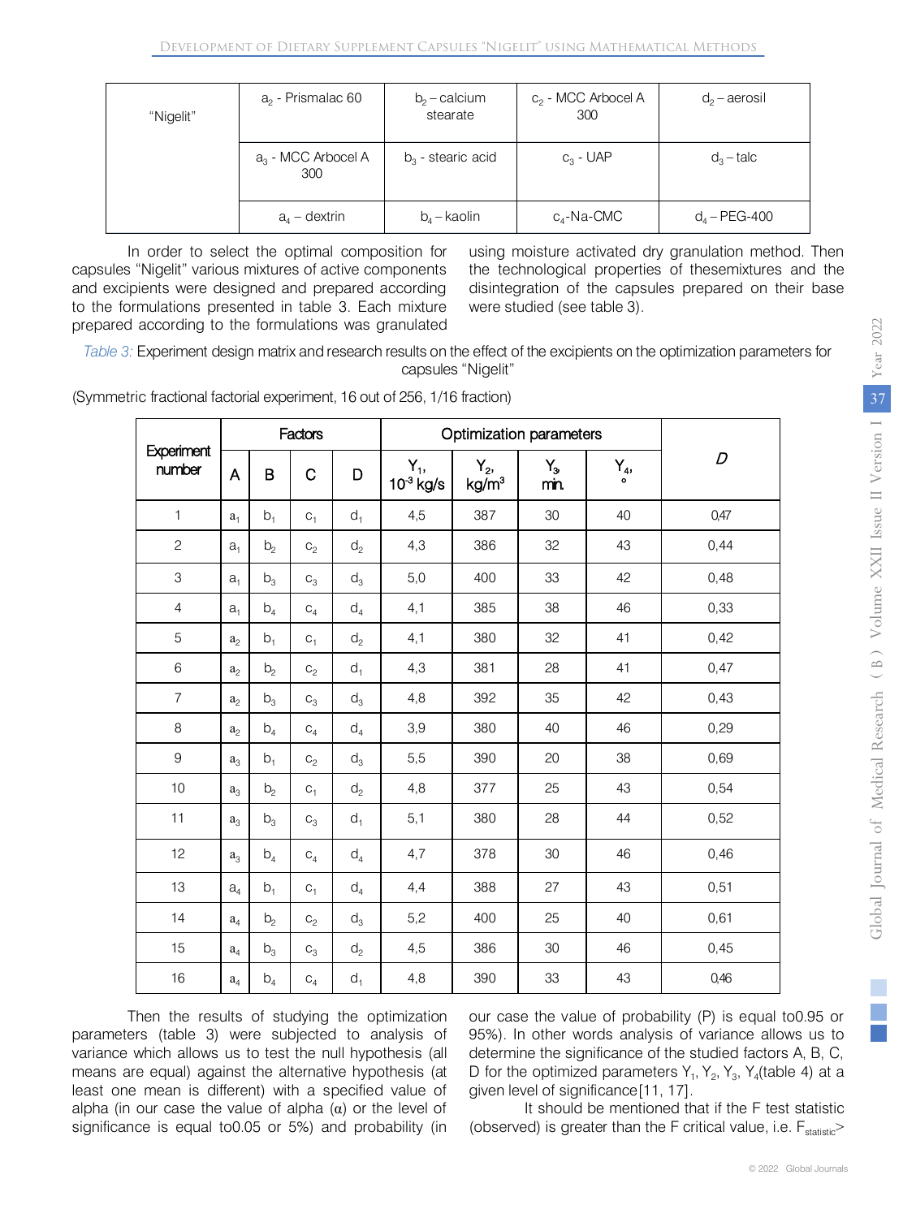| "Nigelit" | $a_2$ - Prismalac 60 | $b_2$ – calcium stearate | $c_2$ - MCC Arbocel A 300 | $d_2$ – aerosil |
|---|---|---|---|---|
| | $a_3$ - MCC Arbocel A 300 | $b_3$ - stearic acid | $c_3$ - UAP | $d_3$ – talc |
| | $a_4$ – dextrin | $b_4$ – kaolin | $c_4$-Na-CMC | $d_4$ – PEG-400 |

In order to select the optimal composition for capsules "Nigelit" various mixtures of active components and excipients were designed and prepared according to the formulations presented in table 3. Each mixture prepared according to the formulations was granulated using moisture activated dry granulation method. Then the technological properties of thesemixtures and the disintegration of the capsules prepared on their base were studied (see table 3).

*Table 3:* Experiment design matrix and research results on the effect of the excipients on the optimization parameters for capsules "Nigelit"

(Symmetric fractional factorial experiment, 16 out of 256, 1/16 fraction)

| Experiment number | Factors | | | | Optimization parameters | | | | D |
|---|---|---|---|---|---|---|---|---|---|
| | A | B | C | D | $Y_1$, $10^{-3}$ kg/s | $Y_2$, kg/m$^3$ | $Y_3$, min. | $Y_4$, ° | |
| 1 | $a_1$ | $b_1$ | $c_1$ | $d_1$ | 4,5 | 387 | 30 | 40 | 0,47 |
| 2 | $a_1$ | $b_2$ | $c_2$ | $d_2$ | 4,3 | 386 | 32 | 43 | 0,44 |
| 3 | $a_1$ | $b_3$ | $c_3$ | $d_3$ | 5,0 | 400 | 33 | 42 | 0,48 |
| 4 | $a_1$ | $b_4$ | $c_4$ | $d_4$ | 4,1 | 385 | 38 | 46 | 0,33 |
| 5 | $a_2$ | $b_1$ | $c_1$ | $d_2$ | 4,1 | 380 | 32 | 41 | 0,42 |
| 6 | $a_2$ | $b_2$ | $c_2$ | $d_1$ | 4,3 | 381 | 28 | 41 | 0,47 |
| 7 | $a_2$ | $b_3$ | $c_3$ | $d_3$ | 4,8 | 392 | 35 | 42 | 0,43 |
| 8 | $a_2$ | $b_4$ | $c_4$ | $d_4$ | 3,9 | 380 | 40 | 46 | 0,29 |
| 9 | $a_3$ | $b_1$ | $c_2$ | $d_3$ | 5,5 | 390 | 20 | 38 | 0,69 |
| 10 | $a_3$ | $b_2$ | $c_1$ | $d_2$ | 4,8 | 377 | 25 | 43 | 0,54 |
| 11 | $a_3$ | $b_3$ | $c_3$ | $d_1$ | 5,1 | 380 | 28 | 44 | 0,52 |
| 12 | $a_3$ | $b_4$ | $c_4$ | $d_4$ | 4,7 | 378 | 30 | 46 | 0,46 |
| 13 | $a_4$ | $b_1$ | $c_1$ | $d_4$ | 4,4 | 388 | 27 | 43 | 0,51 |
| 14 | $a_4$ | $b_2$ | $c_2$ | $d_3$ | 5,2 | 400 | 25 | 40 | 0,61 |
| 15 | $a_4$ | $b_3$ | $c_3$ | $d_2$ | 4,5 | 386 | 30 | 46 | 0,45 |
| 16 | $a_4$ | $b_4$ | $c_4$ | $d_1$ | 4,8 | 390 | 33 | 43 | 0,46 |

Then the results of studying the optimization parameters (table 3) were subjected to analysis of variance which allows us to test the null hypothesis (all means are equal) against the alternative hypothesis (at least one mean is different) with a specified value of alpha (in our case the value of alpha (α) or the level of significance is equal to0.05 or 5%) and probability (in our case the value of probability (P) is equal to0.95 or 95%). In other words analysis of variance allows us to determine the significance of the studied factors A, B, C, D for the optimized parameters $Y_1$, $Y_2$, $Y_3$, $Y_4$(table 4) at a given level of significance[11, 17].

It should be mentioned that if the F test statistic (observed) is greater than the F critical value, i.e. $F_{statistic}>$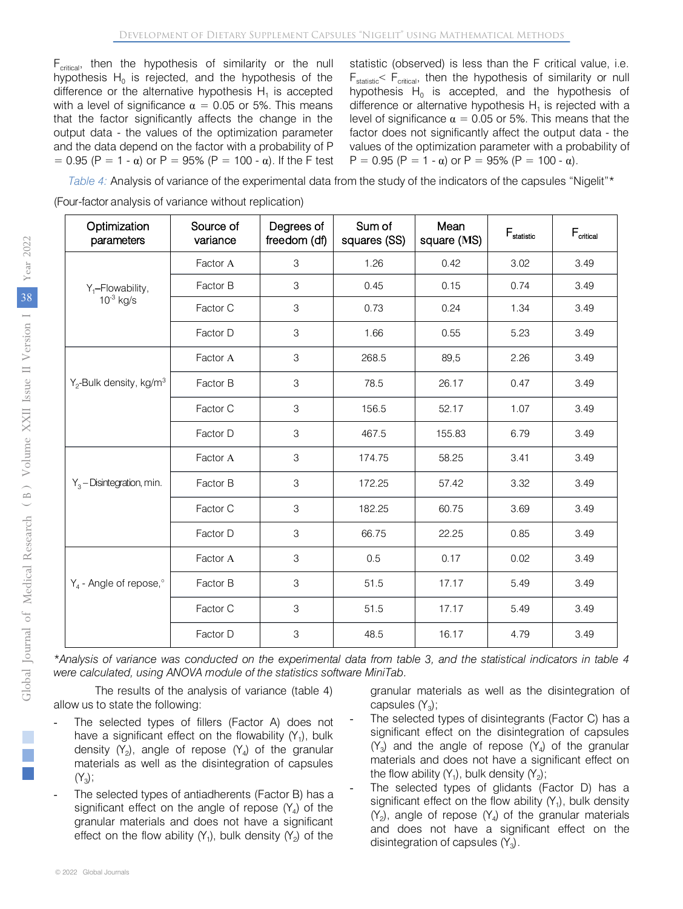$F_{critical}$, then the hypothesis of similarity or the null hypothesis $H_0$ is rejected, and the hypothesis of the difference or the alternative hypothesis $H_1$ is accepted with a level of significance $\alpha$ = 0.05 or 5%. This means that the factor significantly affects the change in the output data - the values of the optimization parameter and the data depend on the factor with a probability of P = 0.95 (P = 1 - $\alpha$) or P = 95% (P = 100 - $\alpha$). If the F test statistic (observed) is less than the F critical value, i.e. $F_{statistic} < F_{critical}$, then the hypothesis of similarity or null hypothesis $H_0$ is accepted, and the hypothesis of difference or alternative hypothesis $H_1$ is rejected with a level of significance $\alpha$ = 0.05 or 5%. This means that the factor does not significantly affect the output data - the values of the optimization parameter with a probability of P = 0.95 (P = 1 - $\alpha$) or P = 95% (P = 100 - $\alpha$).

*Table 4:* Analysis of variance of the experimental data from the study of the indicators of the capsules "Nigelit"*

(Four-factor analysis of variance without replication)

| Optimization parameters | Source of variance | Degrees of freedom (df) | Sum of squares (SS) | Mean square (MS) | $F_{statistic}$ | $F_{critical}$ |
|---|---|---|---|---|---|---|
| $Y_1$–Flowability, $10^{-3}$ kg/s | Factor A | 3 | 1.26 | 0.42 | 3.02 | 3.49 |
| | Factor B | 3 | 0.45 | 0.15 | 0.74 | 3.49 |
| | Factor C | 3 | 0.73 | 0.24 | 1.34 | 3.49 |
| | Factor D | 3 | 1.66 | 0.55 | 5.23 | 3.49 |
| $Y_2$-Bulk density, kg/m$^3$ | Factor A | 3 | 268.5 | 89,5 | 2.26 | 3.49 |
| | Factor B | 3 | 78.5 | 26.17 | 0.47 | 3.49 |
| | Factor C | 3 | 156.5 | 52.17 | 1.07 | 3.49 |
| | Factor D | 3 | 467.5 | 155.83 | 6.79 | 3.49 |
| $Y_3$ – Disintegration, min. | Factor A | 3 | 174.75 | 58.25 | 3.41 | 3.49 |
| | Factor B | 3 | 172.25 | 57.42 | 3.32 | 3.49 |
| | Factor C | 3 | 182.25 | 60.75 | 3.69 | 3.49 |
| | Factor D | 3 | 66.75 | 22.25 | 0.85 | 3.49 |
| $Y_4$ - Angle of repose,° | Factor A | 3 | 0.5 | 0.17 | 0.02 | 3.49 |
| | Factor B | 3 | 51.5 | 17.17 | 5.49 | 3.49 |
| | Factor C | 3 | 51.5 | 17.17 | 5.49 | 3.49 |
| | Factor D | 3 | 48.5 | 16.17 | 4.79 | 3.49 |

*\*Analysis of variance was conducted on the experimental data from table 3, and the statistical indicators in table 4 were calculated, using ANOVA module of the statistics software MiniTab.*

The results of the analysis of variance (table 4) allow us to state the following:

- The selected types of fillers (Factor A) does not have a significant effect on the flowability ($Y_1$), bulk density ($Y_2$), angle of repose ($Y_4$) of the granular materials as well as the disintegration of capsules ($Y_3$);
- The selected types of antiadherents (Factor B) has a significant effect on the angle of repose ($Y_4$) of the granular materials and does not have a significant effect on the flow ability ($Y_1$), bulk density ($Y_2$) of the granular materials as well as the disintegration of capsules ($Y_3$);
- The selected types of disintegrants (Factor C) has a significant effect on the disintegration of capsules ($Y_3$) and the angle of repose ($Y_4$) of the granular materials and does not have a significant effect on the flow ability ($Y_1$), bulk density ($Y_2$);
- The selected types of glidants (Factor D) has a significant effect on the flow ability ($Y_1$), bulk density ($Y_2$), angle of repose ($Y_4$) of the granular materials and does not have a significant effect on the disintegration of capsules ($Y_3$).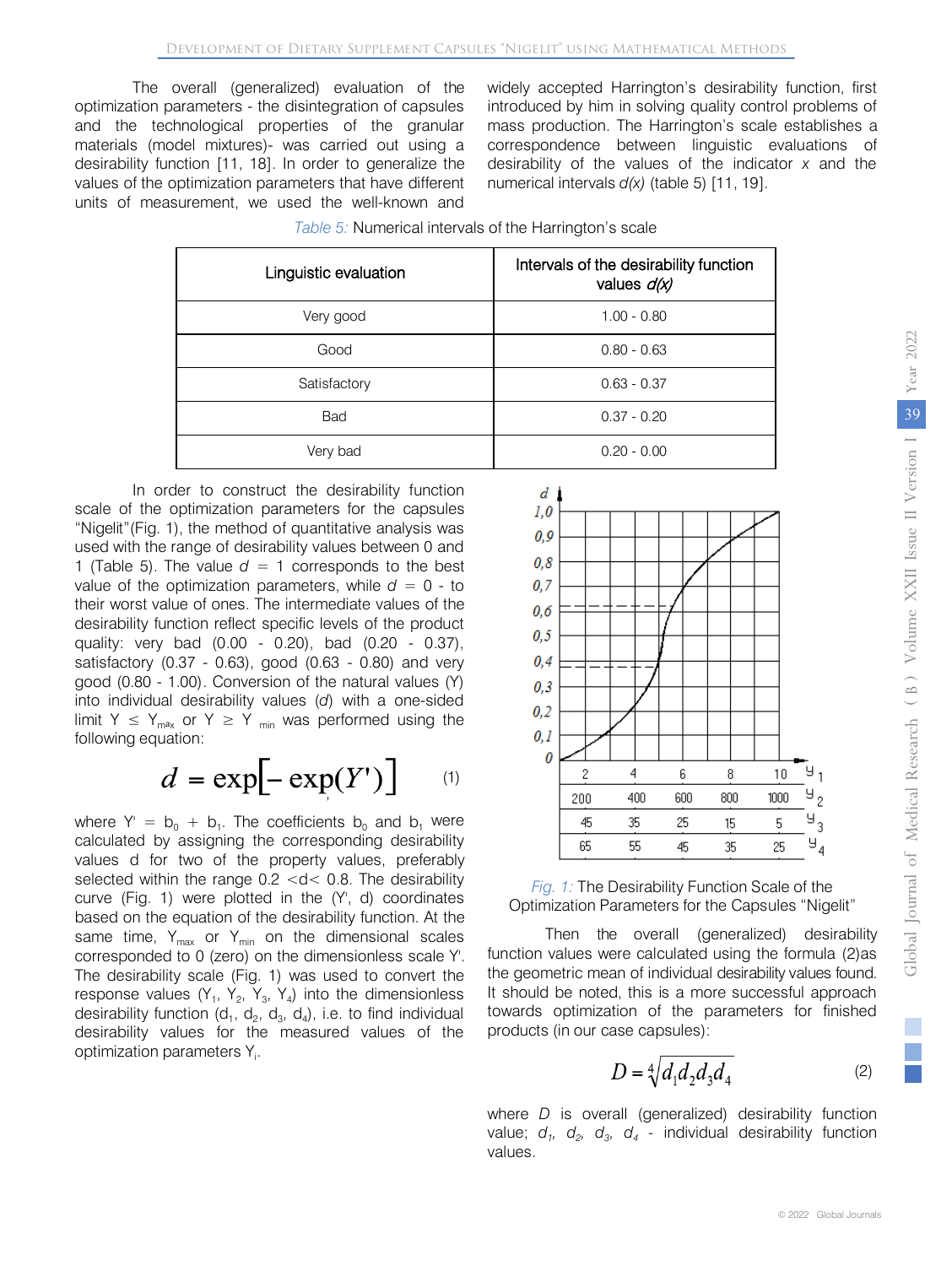The overall (generalized) evaluation of the optimization parameters - the disintegration of capsules and the technological properties of the granular materials (model mixtures)- was carried out using a desirability function [11, 18]. In order to generalize the values of the optimization parameters that have different units of measurement, we used the well-known and widely accepted Harrington's desirability function, first introduced by him in solving quality control problems of mass production. The Harrington's scale establishes a correspondence between linguistic evaluations of desirability of the values of the indicator *x* and the numerical intervals *d(x)* (table 5) [11, 19].

*Table 5:* Numerical intervals of the Harrington's scale

| Linguistic evaluation | Intervals of the desirability function values *d(x)* |
|---|---|
| Very good | 1.00 - 0.80 |
| Good | 0.80 - 0.63 |
| Satisfactory | 0.63 - 0.37 |
| Bad | 0.37 - 0.20 |
| Very bad | 0.20 - 0.00 |

In order to construct the desirability function scale of the optimization parameters for the capsules "Nigelit"(Fig. 1), the method of quantitative analysis was used with the range of desirability values between 0 and 1 (Table 5). The value $d = 1$ corresponds to the best value of the optimization parameters, while $d = 0$ - to their worst value of ones. The intermediate values of the desirability function reflect specific levels of the product quality: very bad (0.00 - 0.20), bad (0.20 - 0.37), satisfactory (0.37 - 0.63), good (0.63 - 0.80) and very good (0.80 - 1.00). Conversion of the natural values (Y) into individual desirability values (*d*) with a one-sided limit $Y \leq Y_{max}$ or $Y \geq Y_{min}$ was performed using the following equation:

$$d = \exp[-\exp(Y')] \qquad (1)$$

where $Y' = b_0 + b_1$. The coefficients $b_0$ and $b_1$ were calculated by assigning the corresponding desirability values d for two of the property values, preferably selected within the range $0.2 < d < 0.8$. The desirability curve (Fig. 1) were plotted in the (Y', d) coordinates based on the equation of the desirability function. At the same time, $Y_{max}$ or $Y_{min}$ on the dimensional scales corresponded to 0 (zero) on the dimensionless scale Y'. The desirability scale (Fig. 1) was used to convert the response values ($Y_1$, $Y_2$, $Y_3$, $Y_4$) into the dimensionless desirability function ($d_1$, $d_2$, $d_3$, $d_4$), i.e. to find individual desirability values for the measured values of the optimization parameters $Y_i$.

*Fig. 1:* The Desirability Function Scale of the Optimization Parameters for the Capsules "Nigelit"

Then the overall (generalized) desirability function values were calculated using the formula (2)as the geometric mean of individual desirability values found. It should be noted, this is a more successful approach towards optimization of the parameters for finished products (in our case capsules):

$$D = \sqrt[4]{d_1 d_2 d_3 d_4} \qquad (2)$$

where *D* is overall (generalized) desirability function value; $d_1$, $d_2$, $d_3$, $d_4$ - individual desirability function values.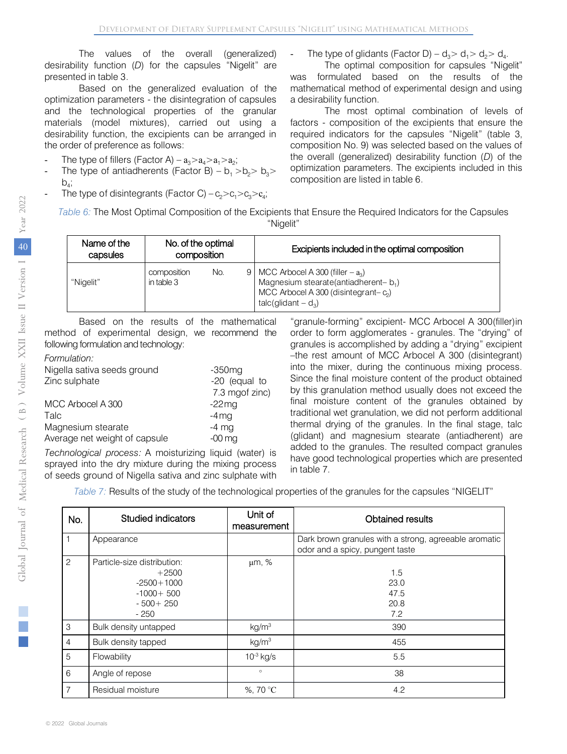The values of the overall (generalized) desirability function (*D*) for the capsules "Nigelit" are presented in table 3.

Based on the generalized evaluation of the optimization parameters - the disintegration of capsules and the technological properties of the granular materials (model mixtures), carried out using a desirability function, the excipients can be arranged in the order of preference as follows:

- The type of fillers (Factor A) – $a_3 > a_4 > a_1 > a_2$;
- The type of antiadherents (Factor B) – $b_1 > b_2 > b_3 > b_4$;
- The type of disintegrants (Factor C) – $c_2 > c_1 > c_3 > c_4$;
- The type of glidants (Factor D) – $d_3 > d_1 > d_2 > d_4$.

The optimal composition for capsules "Nigelit" was formulated based on the results of the mathematical method of experimental design and using a desirability function.

The most optimal combination of levels of factors - composition of the excipients that ensure the required indicators for the capsules "Nigelit" (table 3, composition No. 9) was selected based on the values of the overall (generalized) desirability function (*D*) of the optimization parameters. The excipients included in this composition are listed in table 6.

*Table 6:* The Most Optimal Composition of the Excipients that Ensure the Required Indicators for the Capsules "Nigelit"

| Name of the capsules | No. of the optimal composition | Excipients included in the optimal composition |
|---|---|---|
| "Nigelit" | composition No. 9 in table 3 | MCC Arbocel A 300 (filler – $a_3$)<br>Magnesium stearate(antiadherent– $b_1$)<br>MCC Arbocel A 300 (disintegrant– $c_2$)<br>talc(glidant – $d_3$) |

Based on the results of the mathematical method of experimental design, we recommend the following formulation and technology:

*Formulation:*

| | |
|---|---|
| Nigella sativa seeds ground | -350mg |
| Zinc sulphate | -20 (equal to 7.3 mgof zinc) |
| MCC Arbocel A 300 | -22mg |
| Talc | -4mg |
| Magnesium stearate | -4 mg |
| Average net weight of capsule | -00 mg |

*Technological process:* A moisturizing liquid (water) is sprayed into the dry mixture during the mixing process of seeds ground of Nigella sativa and zinc sulphate with "granule-forming" excipient- MCC Arbocel A 300(filler)in order to form agglomerates - granules. The "drying" of granules is accomplished by adding a "drying" excipient –the rest amount of MCC Arbocel A 300 (disintegrant) into the mixer, during the continuous mixing process. Since the final moisture content of the product obtained by this granulation method usually does not exceed the final moisture content of the granules obtained by traditional wet granulation, we did not perform additional thermal drying of the granules. In the final stage, talc (glidant) and magnesium stearate (antiadherent) are added to the granules. The resulted compact granules have good technological properties which are presented in table 7.

*Table 7:* Results of the study of the technological properties of the granules for the capsules "NIGELIT"

| No. | Studied indicators | Unit of measurement | Obtained results |
|---|---|---|---|
| 1 | Appearance | | Dark brown granules with a strong, agreeable aromatic odor and a spicy, pungent taste |
| 2 | Particle-size distribution:<br>+2500<br>-2500+1000<br>-1000+ 500<br>- 500+ 250<br>- 250 | µm, % | <br>1.5<br>23.0<br>47.5<br>20.8<br>7.2 |
| 3 | Bulk density untapped | kg/m$^3$ | 390 |
| 4 | Bulk density tapped | kg/m$^3$ | 455 |
| 5 | Flowability | $10^{-3}$ kg/s | 5.5 |
| 6 | Angle of repose | ° | 38 |
| 7 | Residual moisture | %, 70 °C | 4.2 |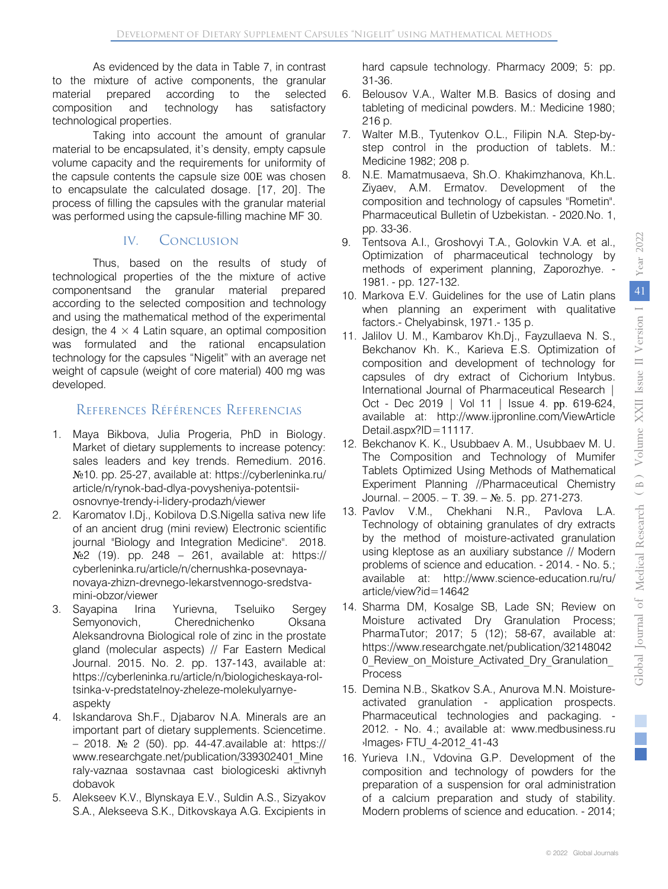As evidenced by the data in Table 7, in contrast to the mixture of active components, the granular material prepared according to the selected composition and technology has satisfactory technological properties.

Taking into account the amount of granular material to be encapsulated, it's density, empty capsule volume capacity and the requirements for uniformity of the capsule contents the capsule size 00E was chosen to encapsulate the calculated dosage. [17, 20]. The process of filling the capsules with the granular material was performed using the capsule-filling machine MF 30.

## IV. Conclusion

Thus, based on the results of study of technological properties of the the mixture of active componentsand the granular material prepared according to the selected composition and technology and using the mathematical method of the experimental design, the 4 × 4 Latin square, an optimal composition was formulated and the rational encapsulation technology for the capsules "Nigelit" with an average net weight of capsule (weight of core material) 400 mg was developed.

## References Références Referencias

1. Maya Bikbova, Julia Progeria, PhD in Biology. Market of dietary supplements to increase potency: sales leaders and key trends. Remedium. 2016. №10. pp. 25-27, available at: https://cyberleninka.ru/article/n/rynok-bad-dlya-povysheniya-potentsii-osnovnye-trendy-i-lidery-prodazh/viewer
2. Karomatov I.Dj., Kobilova D.S.Nigella sativa new life of an ancient drug (mini review) Electronic scientific journal "Biology and Integration Medicine". 2018. №2 (19). pp. 248 – 261, available at: https://cyberleninka.ru/article/n/chernushka-posevnaya-novaya-zhizn-drevnego-lekarstvennogo-sredstva-mini-obzor/viewer
3. Sayapina Irina Yurievna, Tseluiko Sergey Semyonovich, Cherednichenko Oksana Aleksandrovna Biological role of zinc in the prostate gland (molecular aspects) // Far Eastern Medical Journal. 2015. No. 2. pp. 137-143, available at: https://cyberleninka.ru/article/n/biologicheskaya-rol-tsinka-v-predstatelnoy-zheleze-molekulyarnye-aspekty
4. Iskandarova Sh.F., Djabarov N.A. Minerals are an important part of dietary supplements. Sciencetime. – 2018. № 2 (50). pp. 44-47.available at: https://www.researchgate.net/publication/339302401_Mineraly-vaznaa sostavnaa cast biologiceski aktivnyh dobavok
5. Alekseev K.V., Blynskaya E.V., Suldin A.S., Sizyakov S.A., Alekseeva S.K., Ditkovskaya A.G. Excipients in hard capsule technology. Pharmacy 2009; 5: pp. 31-36.
6. Belousov V.A., Walter M.B. Basics of dosing and tableting of medicinal powders. M.: Medicine 1980; 216 p.
7. Walter M.B., Tyutenkov O.L., Filipin N.A. Step-by-step control in the production of tablets. M.: Medicine 1982; 208 p.
8. N.E. Mamatmusaeva, Sh.O. Khakimzhanova, Kh.L. Ziyaev, A.M. Ermatov. Development of the composition and technology of capsules "Rometin". Pharmaceutical Bulletin of Uzbekistan. - 2020.No. 1, pp. 33-36.
9. Tentsova A.I., Groshovyi T.A., Golovkin V.A. et al., Optimization of pharmaceutical technology by methods of experiment planning, Zaporozhye. - 1981. - pp. 127-132.
10. Markova E.V. Guidelines for the use of Latin plans when planning an experiment with qualitative factors.- Chelyabinsk, 1971.- 135 p.
11. Jalilov U. M., Kambarov Kh.Dj., Fayzullaeva N. S., Bekchanov Kh. K., Karieva E.S. Optimization of composition and development of technology for capsules of dry extract of Cichorium Intybus. International Journal of Pharmaceutical Research | Oct - Dec 2019 | Vol 11 | Issue 4. pp. 619-624, available at: http://www.ijpronline.com/ViewArticleDetail.aspx?ID=11117.
12. Bekchanov K. K., Usubbaev A. M., Usubbaev M. U. The Composition and Technology of Mumifer Tablets Optimized Using Methods of Mathematical Experiment Planning //Pharmaceutical Chemistry Journal. – 2005. – Т. 39. – №. 5. pp. 271-273.
13. Pavlov V.M., Chekhani N.R., Pavlova L.A. Technology of obtaining granulates of dry extracts by the method of moisture-activated granulation using kleptose as an auxiliary substance // Modern problems of science and education. - 2014. - No. 5.; available at: http://www.science-education.ru/ru/article/view?id=14642
14. Sharma DM, Kosalge SB, Lade SN; Review on Moisture activated Dry Granulation Process; PharmaTutor; 2017; 5 (12); 58-67, available at: https://www.researchgate.net/publication/321480420_Review_on_Moisture_Activated_Dry_Granulation_Process
15. Demina N.B., Skatkov S.A., Anurova M.N. Moisture-activated granulation - application prospects. Pharmaceutical technologies and packaging. - 2012. - No. 4.; available at: www.medbusiness.ru ›Images› FTU_4-2012_41-43
16. Yurieva I.N., Vdovina G.P. Development of the composition and technology of powders for the preparation of a suspension for oral administration of a calcium preparation and study of stability. Modern problems of science and education. - 2014;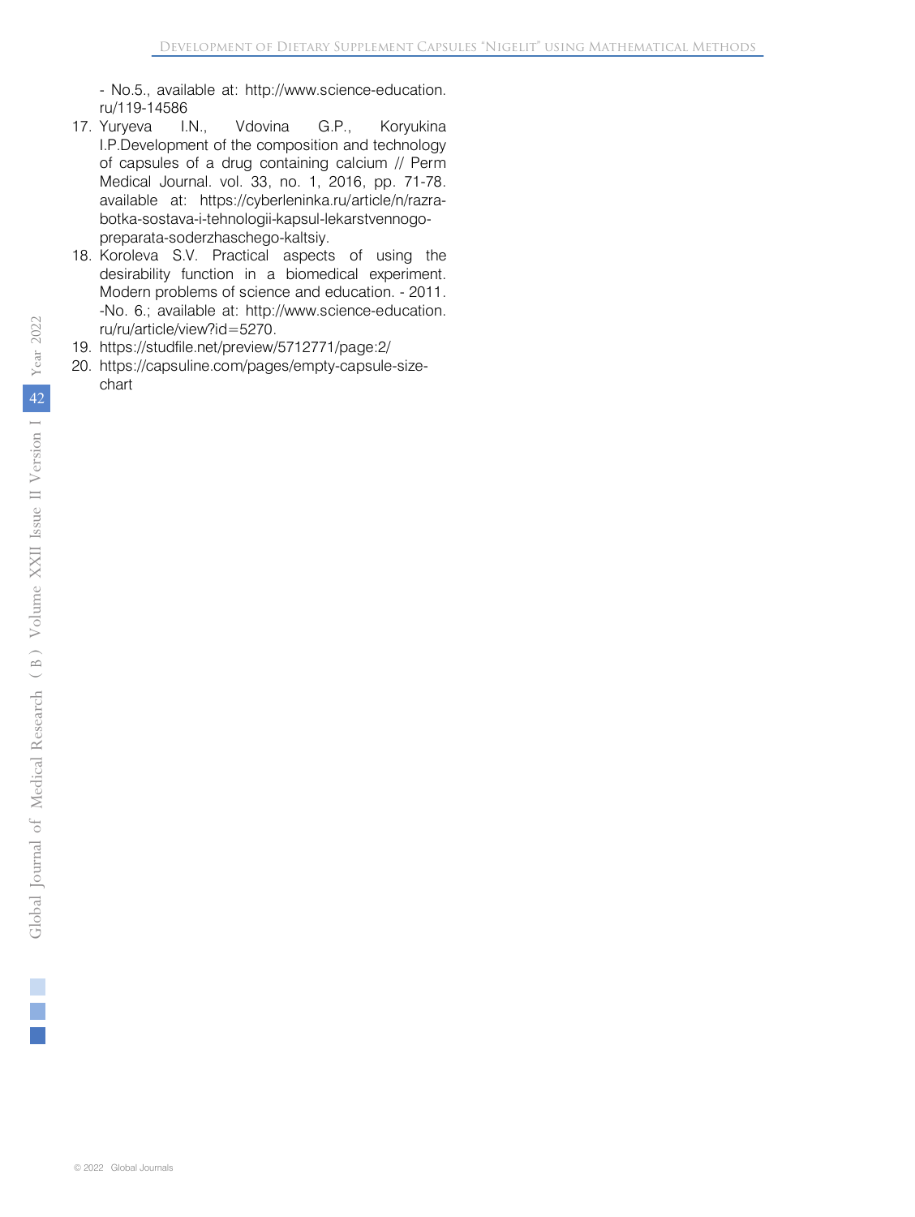- No.5., available at: http://www.science-education.ru/119-14586

17. Yuryeva I.N., Vdovina G.P., Koryukina I.P.Development of the composition and technology of capsules of a drug containing calcium // Perm Medical Journal. vol. 33, no. 1, 2016, pp. 71-78. available at: https://cyberleninka.ru/article/n/razrabotka-sostava-i-tehnologii-kapsul-lekarstvennogo-preparata-soderzhaschego-kaltsiy.
18. Koroleva S.V. Practical aspects of using the desirability function in a biomedical experiment. Modern problems of science and education. - 2011. -No. 6.; available at: http://www.science-education.ru/ru/article/view?id=5270.
19. https://studfile.net/preview/5712771/page:2/
20. https://capsuline.com/pages/empty-capsule-size-chart